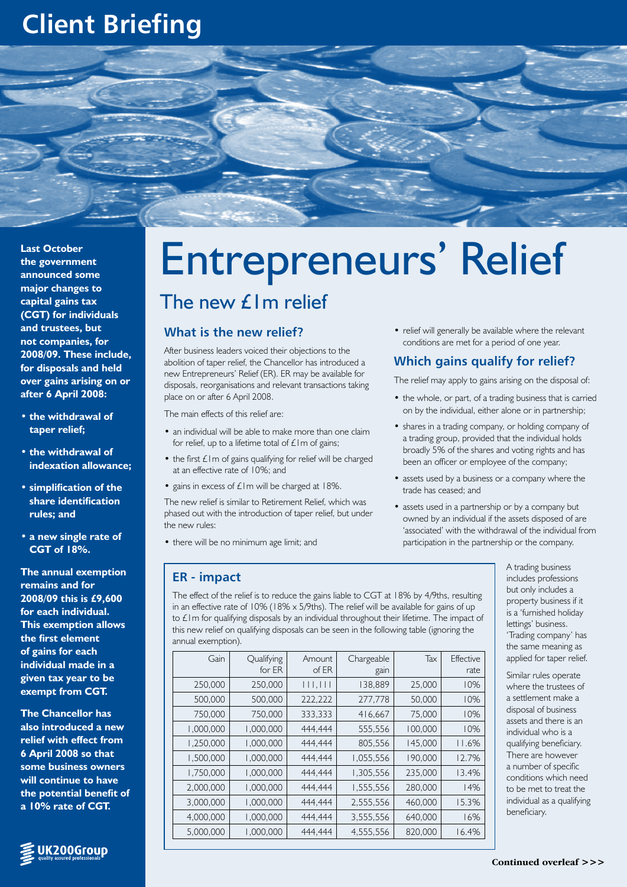# Client Briefing

**Last October the government announced some major changes to capital gains tax (CGT) for individuals and trustees, but not companies, for 2008/09. These include, for disposals and held over gains arising on or after 6 April 2008:**

- **the withdrawal of taper relief;**
- **the withdrawal of indexation allowance;**
- **simplification of the share identification rules; and**
- **a new single rate of CGT of 18%.**

**The annual exemption remains and for 2008/09 this is £9,600 for each individual. This exemption allows the first element of gains for each individual made in a given tax year to be exempt from CGT.**

**The Chancellor has also introduced a new relief with effect from 6 April 2008 so that some business owners will continue to have the potential benefit of a 10% rate of CGT.**

# Entrepreneurs' Relief

## The new £1m relief

### What is the new relief?

After business leaders voiced their objections to the abolition of taper relief, the Chancellor has introduced a new Entrepreneurs' Relief (ER). ER may be available for disposals, reorganisations and relevant transactions taking place on or after 6 April 2008.

The main effects of this relief are:

- an individual will be able to make more than one claim for relief, up to a lifetime total of £1m of gains;
- the first £1m of gains qualifying for relief will be charged at an effective rate of 10%; and
- gains in excess of £1m will be charged at 18%.

The new relief is similar to Retirement Relief, which was phased out with the introduction of taper relief, but under the new rules:

- there will be no minimum age limit; and
- relief will generally be available where the relevant conditions are met for a period of one year.

### Which gains qualify for relief?

The relief may apply to gains arising on the disposal of:

- the whole, or part, of a trading business that is carried on by the individual, either alone or in partnership;
- shares in a trading company, or holding company of a trading group, provided that the individual holds broadly 5% of the shares and voting rights and has been an officer or employee of the company;
- assets used by a business or a company where the trade has ceased; and
- assets used in a partnership or by a company but owned by an individual if the assets disposed of are 'associated' with the withdrawal of the individual from participation in the partnership or the company.

### ER - impact

The effect of the relief is to reduce the gains liable to CGT at 18% by 4/9ths, resulting in an effective rate of 10% (18% x 5/9ths). The relief will be available for gains of up to £1m for qualifying disposals by an individual throughout their lifetime. The impact of this new relief on qualifying disposals can be seen in the following table (ignoring the annual exemption).

| Gain | Qualifying for ER | Amount of ER | Chargeable gain | Tax | Effective rate |
|---|---|---|---|---|---|
| 250,000 | 250,000 | 111,111 | 138,889 | 25,000 | 10% |
| 500,000 | 500,000 | 222,222 | 277,778 | 50,000 | 10% |
| 750,000 | 750,000 | 333,333 | 416,667 | 75,000 | 10% |
| 1,000,000 | 1,000,000 | 444,444 | 555,556 | 100,000 | 10% |
| 1,250,000 | 1,000,000 | 444,444 | 805,556 | 145,000 | 11.6% |
| 1,500,000 | 1,000,000 | 444,444 | 1,055,556 | 190,000 | 12.7% |
| 1,750,000 | 1,000,000 | 444,444 | 1,305,556 | 235,000 | 13.4% |
| 2,000,000 | 1,000,000 | 444,444 | 1,555,556 | 280,000 | 14% |
| 3,000,000 | 1,000,000 | 444,444 | 2,555,556 | 460,000 | 15.3% |
| 4,000,000 | 1,000,000 | 444,444 | 3,555,556 | 640,000 | 16% |
| 5,000,000 | 1,000,000 | 444,444 | 4,555,556 | 820,000 | 16.4% |

A trading business includes professions but only includes a property business if it is a 'furnished holiday lettings' business. 'Trading company' has the same meaning as applied for taper relief.

Similar rules operate where the trustees of a settlement make a disposal of business assets and there is an individual who is a qualifying beneficiary. There are however a number of specific conditions which need to be met to treat the individual as a qualifying beneficiary.

UK200Group quality assured professionals

**Continued overleaf >>>**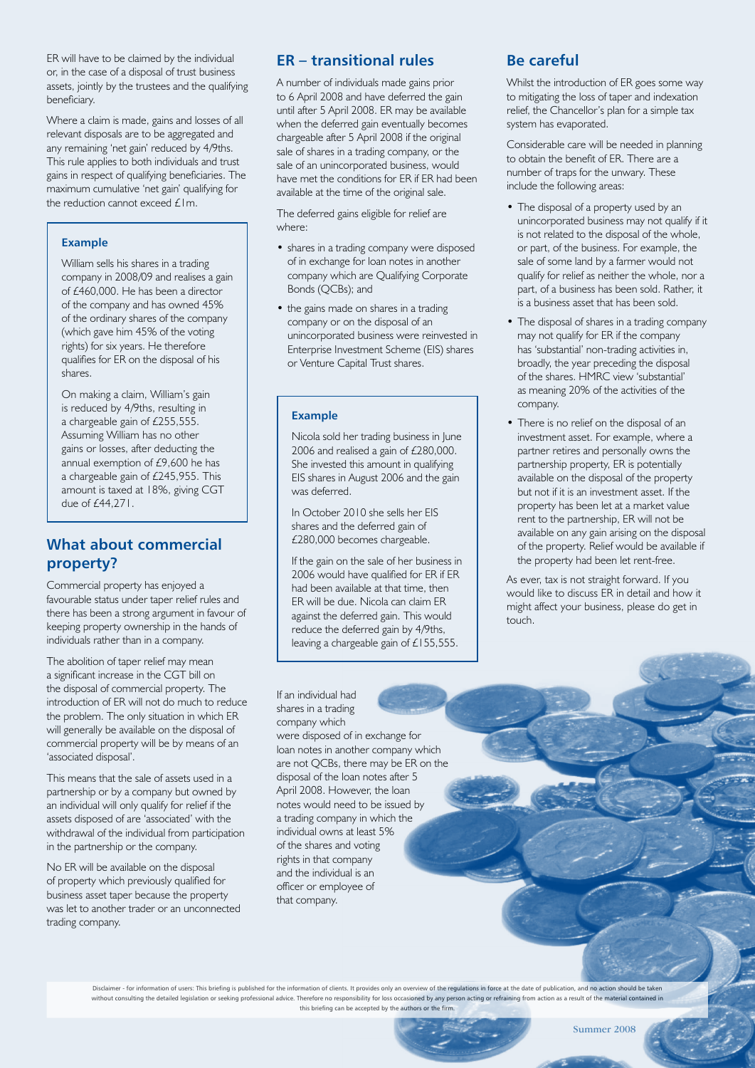ER will have to be claimed by the individual or, in the case of a disposal of trust business assets, jointly by the trustees and the qualifying beneficiary.

Where a claim is made, gains and losses of all relevant disposals are to be aggregated and any remaining 'net gain' reduced by 4/9ths. This rule applies to both individuals and trust gains in respect of qualifying beneficiaries. The maximum cumulative 'net gain' qualifying for the reduction cannot exceed £1m.

#### Example

William sells his shares in a trading company in 2008/09 and realises a gain of £460,000. He has been a director of the company and has owned 45% of the ordinary shares of the company (which gave him 45% of the voting rights) for six years. He therefore qualifies for ER on the disposal of his shares.

On making a claim, William's gain is reduced by 4/9ths, resulting in a chargeable gain of £255,555. Assuming William has no other gains or losses, after deducting the annual exemption of £9,600 he has a chargeable gain of £245,955. This amount is taxed at 18%, giving CGT due of £44,271.

## What about commercial property?

Commercial property has enjoyed a favourable status under taper relief rules and there has been a strong argument in favour of keeping property ownership in the hands of individuals rather than in a company.

The abolition of taper relief may mean a significant increase in the CGT bill on the disposal of commercial property. The introduction of ER will not do much to reduce the problem. The only situation in which ER will generally be available on the disposal of commercial property will be by means of an 'associated disposal'.

This means that the sale of assets used in a partnership or by a company but owned by an individual will only qualify for relief if the assets disposed of are 'associated' with the withdrawal of the individual from participation in the partnership or the company.

No ER will be available on the disposal of property which previously qualified for business asset taper because the property was let to another trader or an unconnected trading company.

## ER – transitional rules

A number of individuals made gains prior to 6 April 2008 and have deferred the gain until after 5 April 2008. ER may be available when the deferred gain eventually becomes chargeable after 5 April 2008 if the original sale of shares in a trading company, or the sale of an unincorporated business, would have met the conditions for ER if ER had been available at the time of the original sale.

The deferred gains eligible for relief are where:

- shares in a trading company were disposed of in exchange for loan notes in another company which are Qualifying Corporate Bonds (QCBs); and
- the gains made on shares in a trading company or on the disposal of an unincorporated business were reinvested in Enterprise Investment Scheme (EIS) shares or Venture Capital Trust shares.

#### Example

Nicola sold her trading business in June 2006 and realised a gain of £280,000. She invested this amount in qualifying EIS shares in August 2006 and the gain was deferred.

In October 2010 she sells her EIS shares and the deferred gain of £280,000 becomes chargeable.

If the gain on the sale of her business in 2006 would have qualified for ER if ER had been available at that time, then ER will be due. Nicola can claim ER against the deferred gain. This would reduce the deferred gain by 4/9ths, leaving a chargeable gain of £155,555.

If an individual had shares in a trading company which were disposed of in exchange for loan notes in another company which are not QCBs, there may be ER on the disposal of the loan notes after 5 April 2008. However, the loan notes would need to be issued by a trading company in which the individual owns at least 5% of the shares and voting rights in that company and the individual is an officer or employee of that company.

## Be careful

Whilst the introduction of ER goes some way to mitigating the loss of taper and indexation relief, the Chancellor's plan for a simple tax system has evaporated.

Considerable care will be needed in planning to obtain the benefit of ER. There are a number of traps for the unwary. These include the following areas:

- The disposal of a property used by an unincorporated business may not qualify if it is not related to the disposal of the whole, or part, of the business. For example, the sale of some land by a farmer would not qualify for relief as neither the whole, nor a part, of a business has been sold. Rather, it is a business asset that has been sold.
- The disposal of shares in a trading company may not qualify for ER if the company has 'substantial' non-trading activities in, broadly, the year preceding the disposal of the shares. HMRC view 'substantial' as meaning 20% of the activities of the company.
- There is no relief on the disposal of an investment asset. For example, where a partner retires and personally owns the partnership property, ER is potentially available on the disposal of the property but not if it is an investment asset. If the property has been let at a market value rent to the partnership, ER will not be available on any gain arising on the disposal of the property. Relief would be available if the property had been let rent-free.

As ever, tax is not straight forward. If you would like to discuss ER in detail and how it might affect your business, please do get in touch.

Disclaimer - for information of users: This briefing is published for the information of clients. It provides only an overview of the regulations in force at the date of publication, and no action should be taken without consulting the detailed legislation or seeking professional advice. Therefore no responsibility for loss occasioned by any person acting or refraining from action as a result of the material contained in this briefing can be accepted by the authors or the firm.

Summer 2008